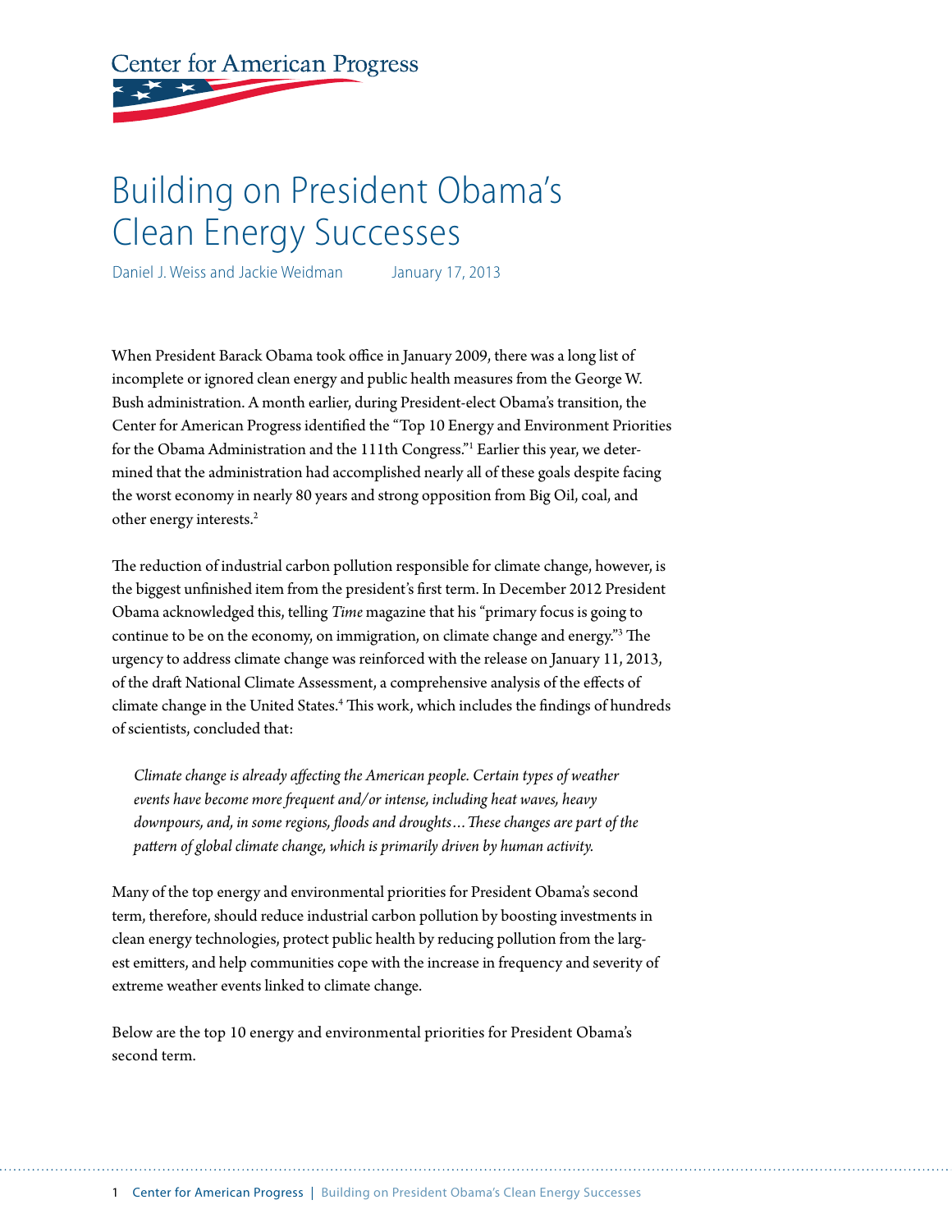Center for American Progress

# Building on President Obama's Clean Energy Successes

Daniel J. Weiss and Jackie Weidman     January 17, 2013

When President Barack Obama took office in January 2009, there was a long list of incomplete or ignored clean energy and public health measures from the George W. Bush administration. A month earlier, during President-elect Obama's transition, the Center for American Progress identified the "Top 10 Energy and Environment Priorities for the Obama Administration and the 111th Congress."[1] Earlier this year, we determined that the administration had accomplished nearly all of these goals despite facing the worst economy in nearly 80 years and strong opposition from Big Oil, coal, and other energy interests.[2]

The reduction of industrial carbon pollution responsible for climate change, however, is the biggest unfinished item from the president's first term. In December 2012 President Obama acknowledged this, telling *Time* magazine that his "primary focus is going to continue to be on the economy, on immigration, on climate change and energy."[3] The urgency to address climate change was reinforced with the release on January 11, 2013, of the draft National Climate Assessment, a comprehensive analysis of the effects of climate change in the United States.[4] This work, which includes the findings of hundreds of scientists, concluded that:

> *Climate change is already affecting the American people. Certain types of weather events have become more frequent and/or intense, including heat waves, heavy downpours, and, in some regions, floods and droughts… These changes are part of the pattern of global climate change, which is primarily driven by human activity.*

Many of the top energy and environmental priorities for President Obama's second term, therefore, should reduce industrial carbon pollution by boosting investments in clean energy technologies, protect public health by reducing pollution from the largest emitters, and help communities cope with the increase in frequency and severity of extreme weather events linked to climate change.

Below are the top 10 energy and environmental priorities for President Obama's second term.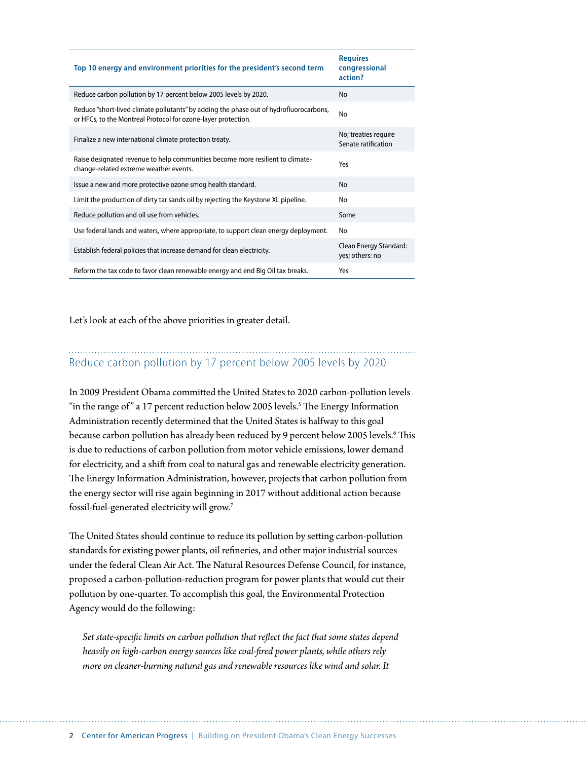| Top 10 energy and environment priorities for the president's second term | Requires congressional action? |
|---|---|
| Reduce carbon pollution by 17 percent below 2005 levels by 2020. | No |
| Reduce "short-lived climate pollutants" by adding the phase out of hydrofluorocarbons, or HFCs, to the Montreal Protocol for ozone-layer protection. | No |
| Finalize a new international climate protection treaty. | No; treaties require Senate ratification |
| Raise designated revenue to help communities become more resilient to climate-change-related extreme weather events. | Yes |
| Issue a new and more protective ozone smog health standard. | No |
| Limit the production of dirty tar sands oil by rejecting the Keystone XL pipeline. | No |
| Reduce pollution and oil use from vehicles. | Some |
| Use federal lands and waters, where appropriate, to support clean energy deployment. | No |
| Establish federal policies that increase demand for clean electricity. | Clean Energy Standard: yes; others: no |
| Reform the tax code to favor clean renewable energy and end Big Oil tax breaks. | Yes |

Let's look at each of the above priorities in greater detail.

## Reduce carbon pollution by 17 percent below 2005 levels by 2020

In 2009 President Obama committed the United States to 2020 carbon-pollution levels "in the range of" a 17 percent reduction below 2005 levels.[5] The Energy Information Administration recently determined that the United States is halfway to this goal because carbon pollution has already been reduced by 9 percent below 2005 levels.[6] This is due to reductions of carbon pollution from motor vehicle emissions, lower demand for electricity, and a shift from coal to natural gas and renewable electricity generation. The Energy Information Administration, however, projects that carbon pollution from the energy sector will rise again beginning in 2017 without additional action because fossil-fuel-generated electricity will grow.[7]

The United States should continue to reduce its pollution by setting carbon-pollution standards for existing power plants, oil refineries, and other major industrial sources under the federal Clean Air Act. The Natural Resources Defense Council, for instance, proposed a carbon-pollution-reduction program for power plants that would cut their pollution by one-quarter. To accomplish this goal, the Environmental Protection Agency would do the following:

> *Set state-specific limits on carbon pollution that reflect the fact that some states depend heavily on high-carbon energy sources like coal-fired power plants, while others rely more on cleaner-burning natural gas and renewable resources like wind and solar. It*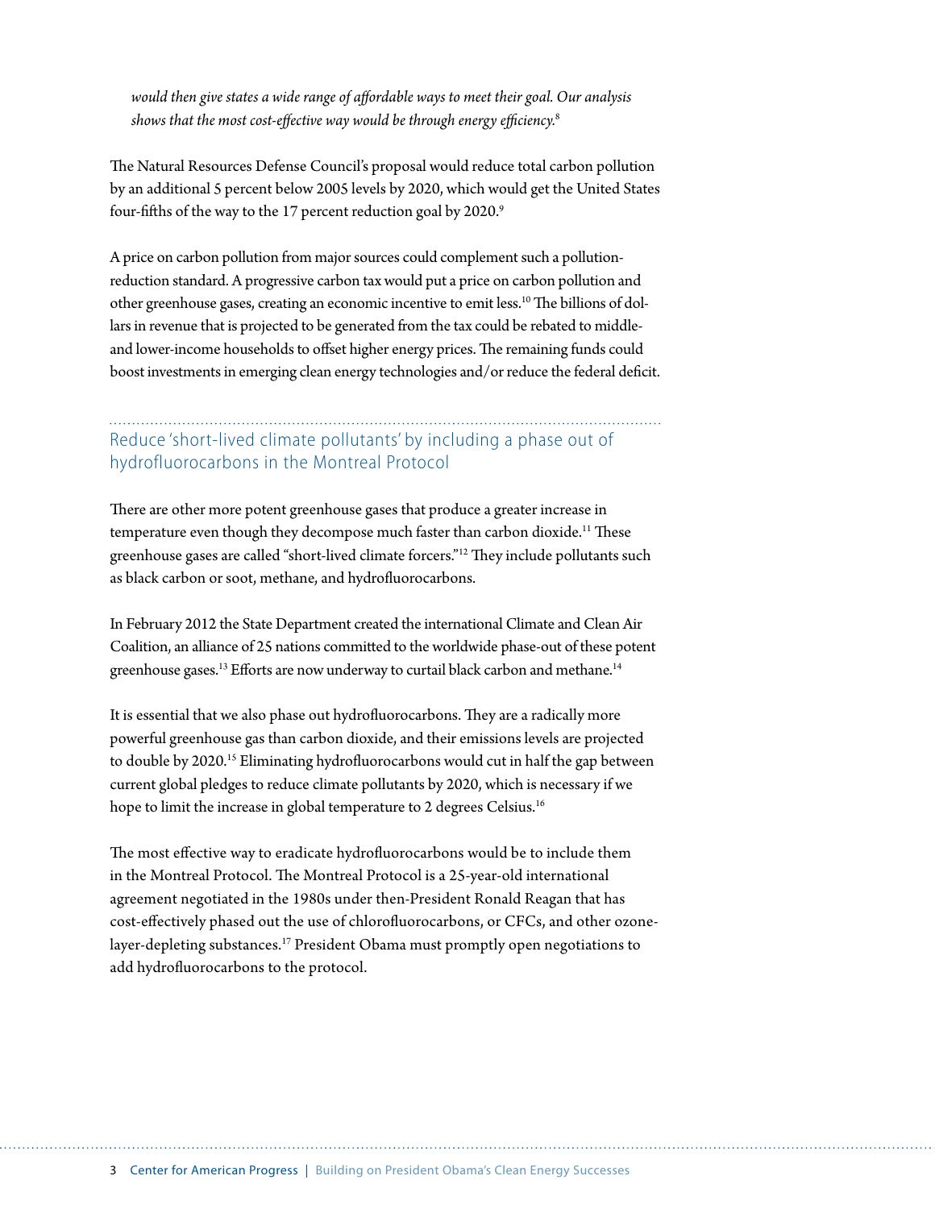*would then give states a wide range of affordable ways to meet their goal. Our analysis shows that the most cost-effective way would be through energy efficiency.*[8]

The Natural Resources Defense Council's proposal would reduce total carbon pollution by an additional 5 percent below 2005 levels by 2020, which would get the United States four-fifths of the way to the 17 percent reduction goal by 2020.[9]

A price on carbon pollution from major sources could complement such a pollution-reduction standard. A progressive carbon tax would put a price on carbon pollution and other greenhouse gases, creating an economic incentive to emit less.[10] The billions of dollars in revenue that is projected to be generated from the tax could be rebated to middle- and lower-income households to offset higher energy prices. The remaining funds could boost investments in emerging clean energy technologies and/or reduce the federal deficit.

## Reduce 'short-lived climate pollutants' by including a phase out of hydrofluorocarbons in the Montreal Protocol

There are other more potent greenhouse gases that produce a greater increase in temperature even though they decompose much faster than carbon dioxide.[11] These greenhouse gases are called "short-lived climate forcers."[12] They include pollutants such as black carbon or soot, methane, and hydrofluorocarbons.

In February 2012 the State Department created the international Climate and Clean Air Coalition, an alliance of 25 nations committed to the worldwide phase-out of these potent greenhouse gases.[13] Efforts are now underway to curtail black carbon and methane.[14]

It is essential that we also phase out hydrofluorocarbons. They are a radically more powerful greenhouse gas than carbon dioxide, and their emissions levels are projected to double by 2020.[15] Eliminating hydrofluorocarbons would cut in half the gap between current global pledges to reduce climate pollutants by 2020, which is necessary if we hope to limit the increase in global temperature to 2 degrees Celsius.[16]

The most effective way to eradicate hydrofluorocarbons would be to include them in the Montreal Protocol. The Montreal Protocol is a 25-year-old international agreement negotiated in the 1980s under then-President Ronald Reagan that has cost-effectively phased out the use of chlorofluorocarbons, or CFCs, and other ozone-layer-depleting substances.[17] President Obama must promptly open negotiations to add hydrofluorocarbons to the protocol.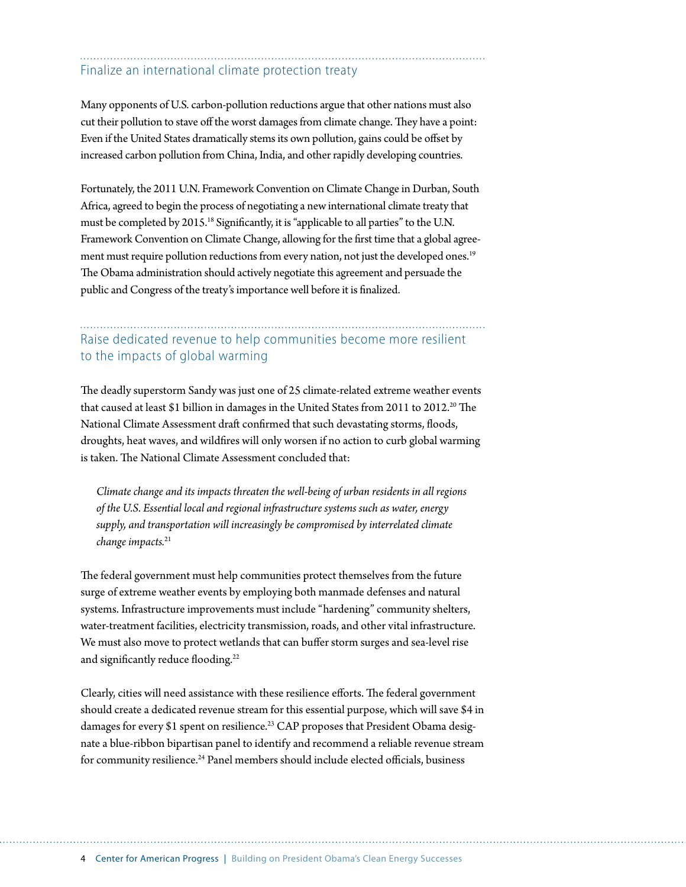## Finalize an international climate protection treaty

Many opponents of U.S. carbon-pollution reductions argue that other nations must also cut their pollution to stave off the worst damages from climate change. They have a point: Even if the United States dramatically stems its own pollution, gains could be offset by increased carbon pollution from China, India, and other rapidly developing countries.

Fortunately, the 2011 U.N. Framework Convention on Climate Change in Durban, South Africa, agreed to begin the process of negotiating a new international climate treaty that must be completed by 2015.[18] Significantly, it is "applicable to all parties" to the U.N. Framework Convention on Climate Change, allowing for the first time that a global agreement must require pollution reductions from every nation, not just the developed ones.[19] The Obama administration should actively negotiate this agreement and persuade the public and Congress of the treaty's importance well before it is finalized.

## Raise dedicated revenue to help communities become more resilient to the impacts of global warming

The deadly superstorm Sandy was just one of 25 climate-related extreme weather events that caused at least $1 billion in damages in the United States from 2011 to 2012.[20] The National Climate Assessment draft confirmed that such devastating storms, floods, droughts, heat waves, and wildfires will only worsen if no action to curb global warming is taken. The National Climate Assessment concluded that:

> *Climate change and its impacts threaten the well-being of urban residents in all regions of the U.S. Essential local and regional infrastructure systems such as water, energy supply, and transportation will increasingly be compromised by interrelated climate change impacts.*[21]

The federal government must help communities protect themselves from the future surge of extreme weather events by employing both manmade defenses and natural systems. Infrastructure improvements must include "hardening" community shelters, water-treatment facilities, electricity transmission, roads, and other vital infrastructure. We must also move to protect wetlands that can buffer storm surges and sea-level rise and significantly reduce flooding.[22]

Clearly, cities will need assistance with these resilience efforts. The federal government should create a dedicated revenue stream for this essential purpose, which will save $4 in damages for every $1 spent on resilience.[23] CAP proposes that President Obama designate a blue-ribbon bipartisan panel to identify and recommend a reliable revenue stream for community resilience.[24] Panel members should include elected officials, business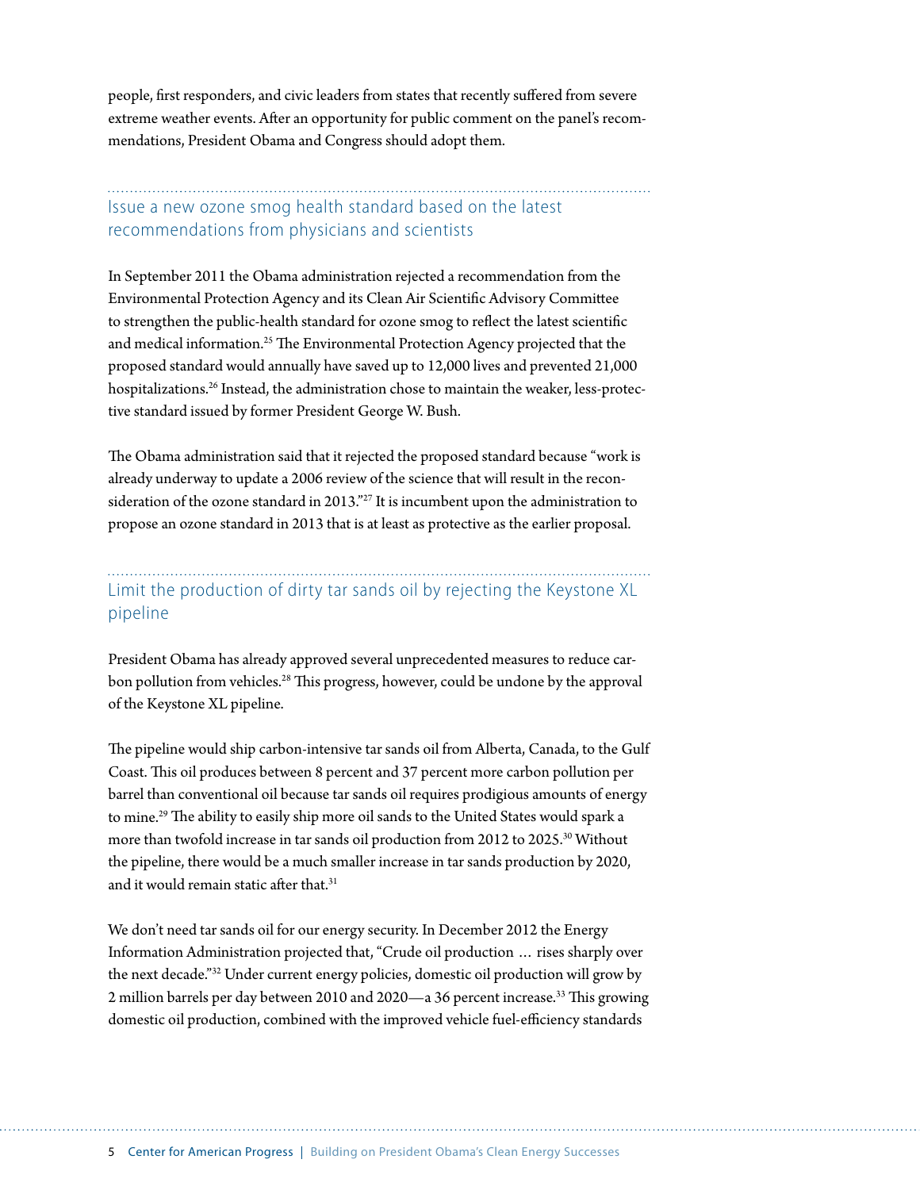people, first responders, and civic leaders from states that recently suffered from severe extreme weather events. After an opportunity for public comment on the panel's recommendations, President Obama and Congress should adopt them.

## Issue a new ozone smog health standard based on the latest recommendations from physicians and scientists

In September 2011 the Obama administration rejected a recommendation from the Environmental Protection Agency and its Clean Air Scientific Advisory Committee to strengthen the public-health standard for ozone smog to reflect the latest scientific and medical information.[25] The Environmental Protection Agency projected that the proposed standard would annually have saved up to 12,000 lives and prevented 21,000 hospitalizations.[26] Instead, the administration chose to maintain the weaker, less-protective standard issued by former President George W. Bush.

The Obama administration said that it rejected the proposed standard because "work is already underway to update a 2006 review of the science that will result in the reconsideration of the ozone standard in 2013."[27] It is incumbent upon the administration to propose an ozone standard in 2013 that is at least as protective as the earlier proposal.

## Limit the production of dirty tar sands oil by rejecting the Keystone XL pipeline

President Obama has already approved several unprecedented measures to reduce carbon pollution from vehicles.[28] This progress, however, could be undone by the approval of the Keystone XL pipeline.

The pipeline would ship carbon-intensive tar sands oil from Alberta, Canada, to the Gulf Coast. This oil produces between 8 percent and 37 percent more carbon pollution per barrel than conventional oil because tar sands oil requires prodigious amounts of energy to mine.[29] The ability to easily ship more oil sands to the United States would spark a more than twofold increase in tar sands oil production from 2012 to 2025.[30] Without the pipeline, there would be a much smaller increase in tar sands production by 2020, and it would remain static after that.[31]

We don't need tar sands oil for our energy security. In December 2012 the Energy Information Administration projected that, "Crude oil production … rises sharply over the next decade."[32] Under current energy policies, domestic oil production will grow by 2 million barrels per day between 2010 and 2020—a 36 percent increase.[33] This growing domestic oil production, combined with the improved vehicle fuel-efficiency standards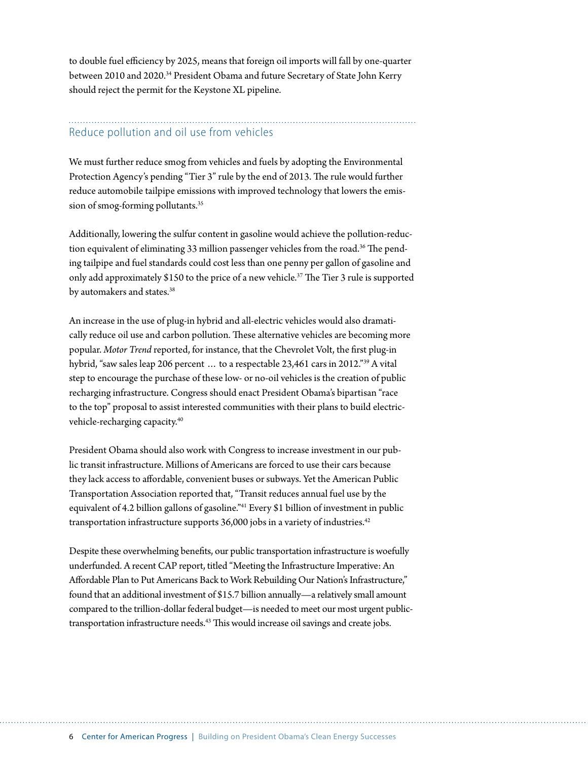to double fuel efficiency by 2025, means that foreign oil imports will fall by one-quarter between 2010 and 2020.[34] President Obama and future Secretary of State John Kerry should reject the permit for the Keystone XL pipeline.

## Reduce pollution and oil use from vehicles

We must further reduce smog from vehicles and fuels by adopting the Environmental Protection Agency's pending "Tier 3" rule by the end of 2013. The rule would further reduce automobile tailpipe emissions with improved technology that lowers the emission of smog-forming pollutants.[35]

Additionally, lowering the sulfur content in gasoline would achieve the pollution-reduction equivalent of eliminating 33 million passenger vehicles from the road.[36] The pending tailpipe and fuel standards could cost less than one penny per gallon of gasoline and only add approximately $150 to the price of a new vehicle.[37] The Tier 3 rule is supported by automakers and states.[38]

An increase in the use of plug-in hybrid and all-electric vehicles would also dramatically reduce oil use and carbon pollution. These alternative vehicles are becoming more popular. *Motor Trend* reported, for instance, that the Chevrolet Volt, the first plug-in hybrid, "saw sales leap 206 percent … to a respectable 23,461 cars in 2012."[39] A vital step to encourage the purchase of these low- or no-oil vehicles is the creation of public recharging infrastructure. Congress should enact President Obama's bipartisan "race to the top" proposal to assist interested communities with their plans to build electric-vehicle-recharging capacity.[40]

President Obama should also work with Congress to increase investment in our public transit infrastructure. Millions of Americans are forced to use their cars because they lack access to affordable, convenient buses or subways. Yet the American Public Transportation Association reported that, "Transit reduces annual fuel use by the equivalent of 4.2 billion gallons of gasoline."[41] Every $1 billion of investment in public transportation infrastructure supports 36,000 jobs in a variety of industries.[42]

Despite these overwhelming benefits, our public transportation infrastructure is woefully underfunded. A recent CAP report, titled "Meeting the Infrastructure Imperative: An Affordable Plan to Put Americans Back to Work Rebuilding Our Nation's Infrastructure," found that an additional investment of $15.7 billion annually—a relatively small amount compared to the trillion-dollar federal budget—is needed to meet our most urgent public-transportation infrastructure needs.[43] This would increase oil savings and create jobs.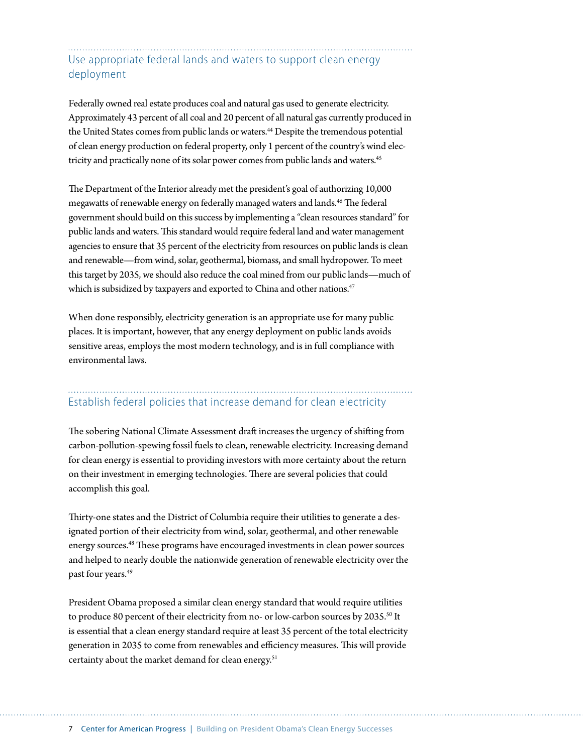## Use appropriate federal lands and waters to support clean energy deployment

Federally owned real estate produces coal and natural gas used to generate electricity. Approximately 43 percent of all coal and 20 percent of all natural gas currently produced in the United States comes from public lands or waters.[44] Despite the tremendous potential of clean energy production on federal property, only 1 percent of the country's wind electricity and practically none of its solar power comes from public lands and waters.[45]

The Department of the Interior already met the president's goal of authorizing 10,000 megawatts of renewable energy on federally managed waters and lands.[46] The federal government should build on this success by implementing a "clean resources standard" for public lands and waters. This standard would require federal land and water management agencies to ensure that 35 percent of the electricity from resources on public lands is clean and renewable—from wind, solar, geothermal, biomass, and small hydropower. To meet this target by 2035, we should also reduce the coal mined from our public lands—much of which is subsidized by taxpayers and exported to China and other nations.[47]

When done responsibly, electricity generation is an appropriate use for many public places. It is important, however, that any energy deployment on public lands avoids sensitive areas, employs the most modern technology, and is in full compliance with environmental laws.

## Establish federal policies that increase demand for clean electricity

The sobering National Climate Assessment draft increases the urgency of shifting from carbon-pollution-spewing fossil fuels to clean, renewable electricity. Increasing demand for clean energy is essential to providing investors with more certainty about the return on their investment in emerging technologies. There are several policies that could accomplish this goal.

Thirty-one states and the District of Columbia require their utilities to generate a designated portion of their electricity from wind, solar, geothermal, and other renewable energy sources.[48] These programs have encouraged investments in clean power sources and helped to nearly double the nationwide generation of renewable electricity over the past four years.[49]

President Obama proposed a similar clean energy standard that would require utilities to produce 80 percent of their electricity from no- or low-carbon sources by 2035.[50] It is essential that a clean energy standard require at least 35 percent of the total electricity generation in 2035 to come from renewables and efficiency measures. This will provide certainty about the market demand for clean energy.[51]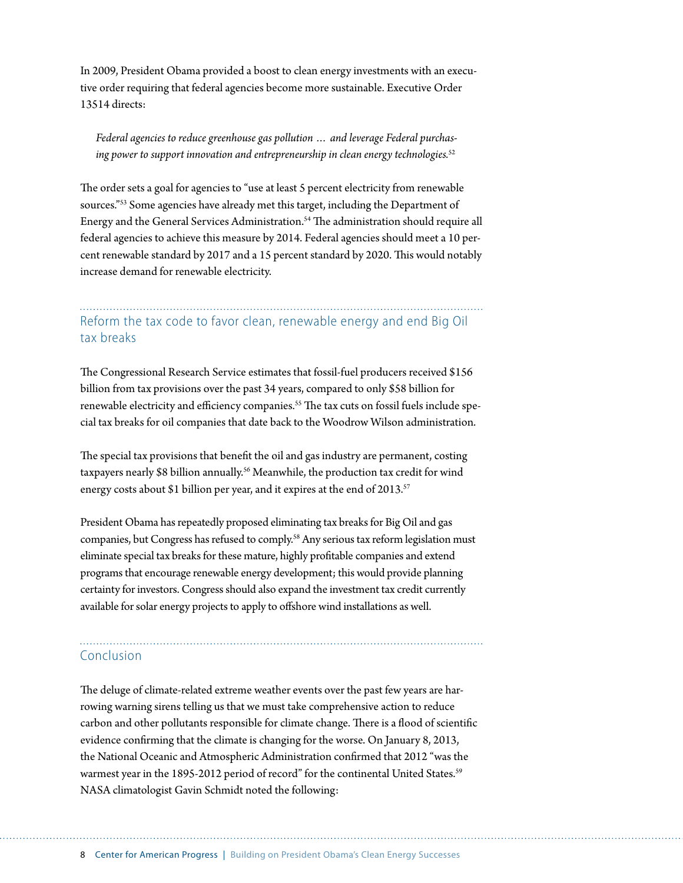In 2009, President Obama provided a boost to clean energy investments with an executive order requiring that federal agencies become more sustainable. Executive Order 13514 directs:

> *Federal agencies to reduce greenhouse gas pollution … and leverage Federal purchasing power to support innovation and entrepreneurship in clean energy technologies.*[52]

The order sets a goal for agencies to "use at least 5 percent electricity from renewable sources."[53] Some agencies have already met this target, including the Department of Energy and the General Services Administration.[54] The administration should require all federal agencies to achieve this measure by 2014. Federal agencies should meet a 10 percent renewable standard by 2017 and a 15 percent standard by 2020. This would notably increase demand for renewable electricity.

## Reform the tax code to favor clean, renewable energy and end Big Oil tax breaks

The Congressional Research Service estimates that fossil-fuel producers received $156 billion from tax provisions over the past 34 years, compared to only $58 billion for renewable electricity and efficiency companies.[55] The tax cuts on fossil fuels include special tax breaks for oil companies that date back to the Woodrow Wilson administration.

The special tax provisions that benefit the oil and gas industry are permanent, costing taxpayers nearly $8 billion annually.[56] Meanwhile, the production tax credit for wind energy costs about $1 billion per year, and it expires at the end of 2013.[57]

President Obama has repeatedly proposed eliminating tax breaks for Big Oil and gas companies, but Congress has refused to comply.[58] Any serious tax reform legislation must eliminate special tax breaks for these mature, highly profitable companies and extend programs that encourage renewable energy development; this would provide planning certainty for investors. Congress should also expand the investment tax credit currently available for solar energy projects to apply to offshore wind installations as well.

## Conclusion

The deluge of climate-related extreme weather events over the past few years are harrowing warning sirens telling us that we must take comprehensive action to reduce carbon and other pollutants responsible for climate change. There is a flood of scientific evidence confirming that the climate is changing for the worse. On January 8, 2013, the National Oceanic and Atmospheric Administration confirmed that 2012 "was the warmest year in the 1895-2012 period of record" for the continental United States.[59] NASA climatologist Gavin Schmidt noted the following: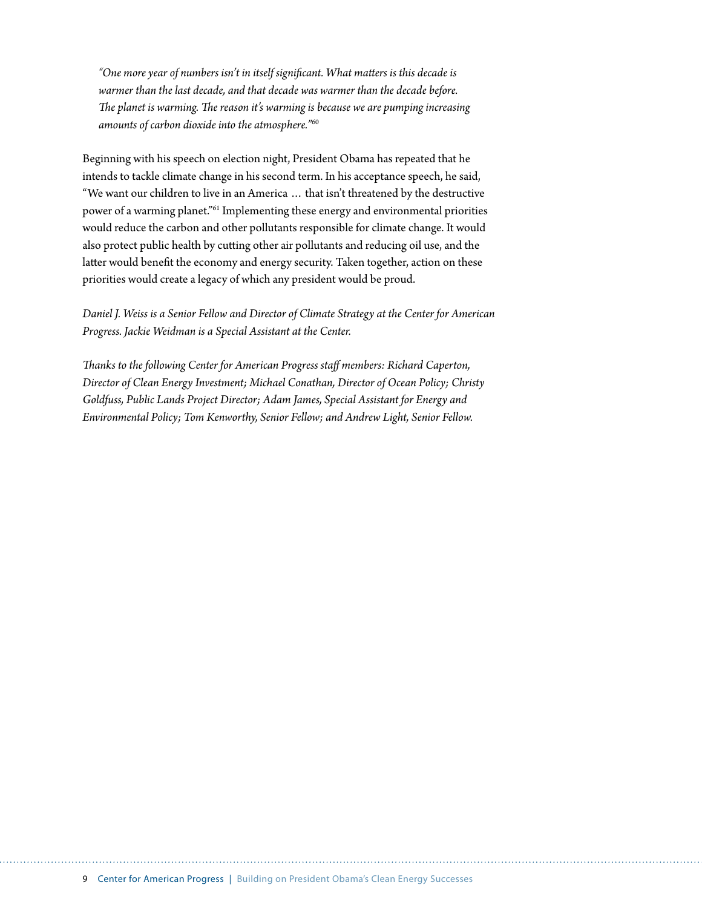> *"One more year of numbers isn't in itself significant. What matters is this decade is warmer than the last decade, and that decade was warmer than the decade before. The planet is warming. The reason it's warming is because we are pumping increasing amounts of carbon dioxide into the atmosphere."*[60]

Beginning with his speech on election night, President Obama has repeated that he intends to tackle climate change in his second term. In his acceptance speech, he said, "We want our children to live in an America … that isn't threatened by the destructive power of a warming planet."[61] Implementing these energy and environmental priorities would reduce the carbon and other pollutants responsible for climate change. It would also protect public health by cutting other air pollutants and reducing oil use, and the latter would benefit the economy and energy security. Taken together, action on these priorities would create a legacy of which any president would be proud.

*Daniel J. Weiss is a Senior Fellow and Director of Climate Strategy at the Center for American Progress. Jackie Weidman is a Special Assistant at the Center.*

*Thanks to the following Center for American Progress staff members: Richard Caperton, Director of Clean Energy Investment; Michael Conathan, Director of Ocean Policy; Christy Goldfuss, Public Lands Project Director; Adam James, Special Assistant for Energy and Environmental Policy; Tom Kenworthy, Senior Fellow; and Andrew Light, Senior Fellow.*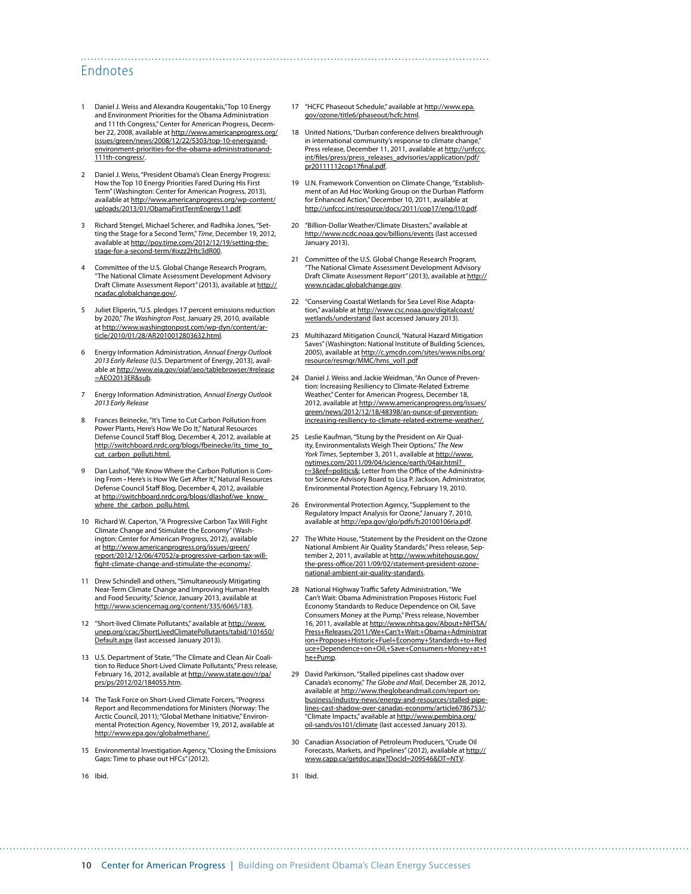## Endnotes

1. Daniel J. Weiss and Alexandra Kougentakis,"Top 10 Energy and Environment Priorities for the Obama Administration and 111th Congress," Center for American Progress, December 22, 2008, available at http://www.americanprogress.org/issues/green/news/2008/12/22/5303/top-10-energyand-environment-priorities-for-the-obama-administrationand-111th-congress/.

2. Daniel J. Weiss, "President Obama's Clean Energy Progress: How the Top 10 Energy Priorities Fared During His First Term" (Washington: Center for American Progress, 2013), available at http://www.americanprogress.org/wp-content/uploads/2013/01/ObamaFirstTermEnergy11.pdf.

3. Richard Stengel, Michael Scherer, and Radhika Jones, "Setting the Stage for a Second Term," *Time*, December 19, 2012, available at http://poy.time.com/2012/12/19/setting-the-stage-for-a-second-term/#ixzz2Htc3dR00.

4. Committee of the U.S. Global Change Research Program, "The National Climate Assessment Development Advisory Draft Climate Assessment Report" (2013), available at http://ncadac.globalchange.gov/.

5. Juliet Eliperin, "U.S. pledges 17 percent emissions reduction by 2020," *The Washington Post*, January 29, 2010, available at http://www.washingtonpost.com/wp-dyn/content/article/2010/01/28/AR2010012803632.html.

6. Energy Information Administration, *Annual Energy Outlook 2013 Early Release* (U.S. Department of Energy, 2013), available at http://www.eia.gov/oiaf/aeo/tablebrowser/#release=AEO2013ER&sub.

7. Energy Information Administration, *Annual Energy Outlook 2013 Early Release*

8. Frances Beinecke, "It's Time to Cut Carbon Pollution from Power Plants, Here's How We Do It," Natural Resources Defense Council Staff Blog, December 4, 2012, available at http://switchboard.nrdc.org/blogs/fbeinecke/its_time_to_cut_carbon_polluti.html.

9. Dan Lashof, "We Know Where the Carbon Pollution is Coming From - Here's is How We Get After It," Natural Resources Defense Council Staff Blog, December 4, 2012, available at http://switchboard.nrdc.org/blogs/dlashof/we_know_where_the_carbon_pollu.html.

10. Richard W. Caperton, "A Progressive Carbon Tax Will Fight Climate Change and Stimulate the Economy" (Washington: Center for American Progress, 2012), available at http://www.americanprogress.org/issues/green/report/2012/12/06/47052/a-progressive-carbon-tax-will-fight-climate-change-and-stimulate-the-economy/.

11. Drew Schindell and others, "Simultaneously Mitigating Near-Term Climate Change and Improving Human Health and Food Security," *Science*, January 2013, available at http://www.sciencemag.org/content/335/6065/183.

12. "Short-lived Climate Pollutants," available at http://www.unep.org/ccac/ShortLivedClimatePollutants/tabid/101650/Default.aspx (last accessed January 2013).

13. U.S. Department of State, "The Climate and Clean Air Coalition to Reduce Short-Lived Climate Pollutants," Press release, February 16, 2012, available at http://www.state.gov/r/pa/prs/ps/2012/02/184055.htm.

14. The Task Force on Short-Lived Climate Forcers, "Progress Report and Recommendations for Ministers (Norway: The Arctic Council, 2011); "Global Methane Initiative," Environmental Protection Agency, November 19, 2012, available at http://www.epa.gov/globalmethane/.

15. Environmental Investigation Agency, "Closing the Emissions Gaps: Time to phase out HFCs" (2012).

16. Ibid.

17. "HCFC Phaseout Schedule," available at http://www.epa.gov/ozone/title6/phaseout/hcfc.html.

18. United Nations, "Durban conference delivers breakthrough in international community's response to climate change," Press release, December 11, 2011, available at http://unfccc.int/files/press/press_releases_advisories/application/pdf/pr20111112cop17final.pdf.

19. U.N. Framework Convention on Climate Change, "Establishment of an Ad Hoc Working Group on the Durban Platform for Enhanced Action," December 10, 2011, available at http://unfccc.int/resource/docs/2011/cop17/eng/l10.pdf.

20. "Billion-Dollar Weather/Climate Disasters," available at http://www.ncdc.noaa.gov/billions/events (last accessed January 2013).

21. Committee of the U.S. Global Change Research Program, "The National Climate Assessment Development Advisory Draft Climate Assessment Report" (2013), available at http://www.ncadac.globalchange.gov.

22. "Conserving Coastal Wetlands for Sea Level Rise Adaptation," available at http://www.csc.noaa.gov/digitalcoast/wetlands/understand (last accessed January 2013).

23. Multihazard Mitigation Council, "Natural Hazard Mitigation Saves" (Washington: National Institute of Building Sciences, 2005), available at http://c.ymcdn.com/sites/www.nibs.org/resource/resmgr/MMC/hms_vol1.pdf

24. Daniel J. Weiss and Jackie Weidman, "An Ounce of Prevention: Increasing Resiliency to Climate-Related Extreme Weather," Center for American Progress, December 18, 2012, available at http://www.americanprogress.org/issues/green/news/2012/12/18/48398/an-ounce-of-prevention-increasing-resiliency-to-climate-related-extreme-weather/.

25. Leslie Kaufman, "Stung by the President on Air Quality, Environmentalists Weigh Their Options," *The New York Times*, September 3, 2011, available at http://www.nytimes.com/2011/09/04/science/earth/04air.html?_r=3&ref=politics&; Letter from the Office of the Administrator Science Advisory Board to Lisa P. Jackson, Administrator, Environmental Protection Agency, February 19, 2010.

26. Environmental Protection Agency, "Supplement to the Regulatory Impact Analysis for Ozone," January 7, 2010, available at http://epa.gov/glo/pdfs/fs20100106ria.pdf.

27. The White House, "Statement by the President on the Ozone National Ambient Air Quality Standards," Press release, September 2, 2011, available at http://www.whitehouse.gov/the-press-office/2011/09/02/statement-president-ozone-national-ambient-air-quality-standards.

28. National Highway Traffic Safety Administration, "We Can't Wait: Obama Administration Proposes Historic Fuel Economy Standards to Reduce Dependence on Oil, Save Consumers Money at the Pump," Press release, November 16, 2011, available at http://www.nhtsa.gov/About+NHTSA/Press+Releases/2011/We+Can't+Wait:+Obama+Administration+Proposes+Historic+Fuel+Economy+Standards+to+Reduce+Dependence+on+Oil,+Save+Consumers+Money+at+the+Pump.

29. David Parkinson, "Stalled pipelines cast shadow over Canada's economy," *The Globe and Mail*, December 28, 2012, available at http://www.theglobeandmail.com/report-on-business/industry-news/energy-and-resources/stalled-pipe-lines-cast-shadow-over-canadas-economy/article6786753/; "Climate Impacts," available at http://www.pembina.org/oil-sands/os101/climate (last accessed January 2013).

30. Canadian Association of Petroleum Producers, "Crude Oil Forecasts, Markets, and Pipelines" (2012), available at http://www.capp.ca/getdoc.aspx?DocId=209546&DT=NTV.

31. Ibid.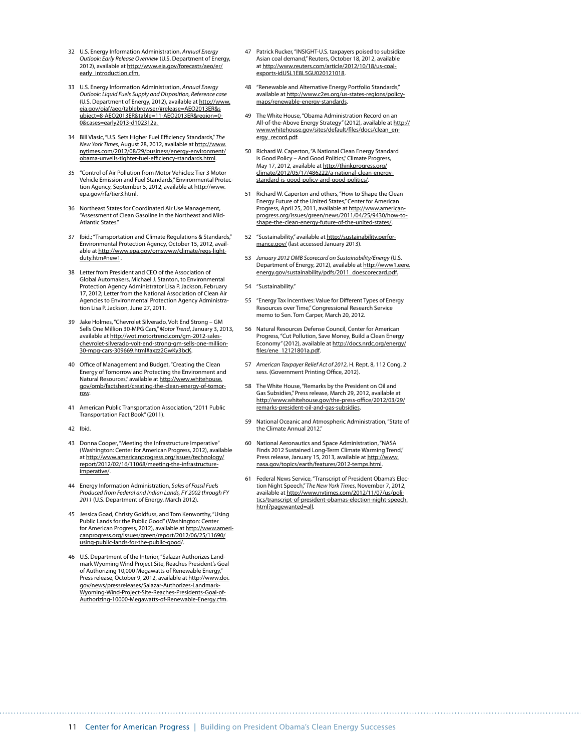32 U.S. Energy Information Administration, *Annual Energy Outlook: Early Release Overview* (U.S. Department of Energy, 2012), available at http://www.eia.gov/forecasts/aeo/er/early_introduction.cfm.

33 U.S. Energy Information Administration, *Annual Energy Outlook: Liquid Fuels Supply and Disposition, Reference case* (U.S. Department of Energy, 2012), available at http://www.eia.gov/oiaf/aeo/tablebrowser/#release=AEO2013ER&subject=8-AEO2013ER&table=11-AEO2013ER&region=0-0&cases=early2013-d102312a.

34 Bill Vlasic, "U.S. Sets Higher Fuel Efficiency Standards," *The New York Times*, August 28, 2012, available at http://www.nytimes.com/2012/08/29/business/energy-environment/obama-unveils-tighter-fuel-efficiency-standards.html.

35 "Control of Air Pollution from Motor Vehicles: Tier 3 Motor Vehicle Emission and Fuel Standards," Environmental Protection Agency, September 5, 2012, available at http://www.epa.gov/rfa/tier3.html.

36 Northeast States for Coordinated Air Use Management, "Assessment of Clean Gasoline in the Northeast and Mid-Atlantic States."

37 Ibid.; "Transportation and Climate Regulations & Standards," Environmental Protection Agency, October 15, 2012, available at http://www.epa.gov/omswww/climate/regs-light-duty.htm#new1.

38 Letter from President and CEO of the Association of Global Automakers, Michael J. Stanton, to Environmental Protection Agency Administrator Lisa P. Jackson, February 17, 2012; Letter from the National Association of Clean Air Agencies to Environmental Protection Agency Administration Lisa P. Jackson, June 27, 2011.

39 Jake Holmes, "Chevrolet Silverado, Volt End Strong – GM Sells One Million 30-MPG Cars," *Motor Trend*, January 3, 2013, available at http://wot.motortrend.com/gm-2012-sales-chevrolet-silverado-volt-end-strong-gm-sells-one-million-30-mpg-cars-309669.html#axzz2GwKy3bcK.

40 Office of Management and Budget, "Creating the Clean Energy of Tomorrow and Protecting the Environment and Natural Resources," available at http://www.whitehouse.gov/omb/factsheet/creating-the-clean-energy-of-tomorrow.

41 American Public Transportation Association, "2011 Public Transportation Fact Book" (2011).

42 Ibid.

43 Donna Cooper, "Meeting the Infrastructure Imperative" (Washington: Center for American Progress, 2012), available at http://www.americanprogress.org/issues/technology/report/2012/02/16/11068/meeting-the-infrastructure-imperative/.

44 Energy Information Administration, *Sales of Fossil Fuels Produced from Federal and Indian Lands, FY 2002 through FY 2011* (U.S. Department of Energy, March 2012).

45 Jessica Goad, Christy Goldfuss, and Tom Kenworthy, "Using Public Lands for the Public Good" (Washington: Center for American Progress, 2012), available at http://www.americanprogress.org/issues/green/report/2012/06/25/11690/using-public-lands-for-the-public-good/.

46 U.S. Department of the Interior, "Salazar Authorizes Landmark Wyoming Wind Project Site, Reaches President's Goal of Authorizing 10,000 Megawatts of Renewable Energy," Press release, October 9, 2012, available at http://www.doi.gov/news/pressreleases/Salazar-Authorizes-Landmark-Wyoming-Wind-Project-Site-Reaches-Presidents-Goal-of-Authorizing-10000-Megawatts-of-Renewable-Energy.cfm.

47 Patrick Rucker, "INSIGHT-U.S. taxpayers poised to subsidize Asian coal demand," Reuters, October 18, 2012, available at http://www.reuters.com/article/2012/10/18/us-coal-exports-idUSL1E8L5GU020121018.

48 "Renewable and Alternative Energy Portfolio Standards," available at http://www.c2es.org/us-states-regions/policy-maps/renewable-energy-standards.

49 The White House, "Obama Administration Record on an All-of-the-Above Energy Strategy" (2012), available at http://www.whitehouse.gov/sites/default/files/docs/clean_energy_record.pdf.

50 Richard W. Caperton, "A National Clean Energy Standard is Good Policy – And Good Politics," Climate Progress, May 17, 2012, available at http://thinkprogress.org/climate/2012/05/17/486222/a-national-clean-energy-standard-is-good-policy-and-good-politics/.

51 Richard W. Caperton and others, "How to Shape the Clean Energy Future of the United States," Center for American Progress, April 25, 2011, available at http://www.americanprogress.org/issues/green/news/2011/04/25/9430/how-to-shape-the-clean-energy-future-of-the-united-states/.

52 "Sustainability," available at http://sustainability.performance.gov/ (last accessed January 2013).

53 *January 2012 OMB Scorecard on Sustainability/Energy* (U.S. Department of Energy, 2012), available at http://www1.eere.energy.gov/sustainability/pdfs/2011_doescorecard.pdf.

54 "Sustainability."

55 "Energy Tax Incentives: Value for Different Types of Energy Resources over Time," Congressional Research Service memo to Sen. Tom Carper, March 20, 2012.

56 Natural Resources Defense Council, Center for American Progress, "Cut Pollution, Save Money, Build a Clean Energy Economy" (2012), available at http://docs.nrdc.org/energy/files/ene_12121801a.pdf.

57 *American Taxpayer Relief Act of 2012*, H. Rept. 8, 112 Cong. 2 sess. (Government Printing Office, 2012).

58 The White House, "Remarks by the President on Oil and Gas Subsidies," Press release, March 29, 2012, available at http://www.whitehouse.gov/the-press-office/2012/03/29/remarks-president-oil-and-gas-subsidies.

59 National Oceanic and Atmospheric Administration, "State of the Climate Annual 2012."

60 National Aeronautics and Space Administration, "NASA Finds 2012 Sustained Long-Term Climate Warming Trend," Press release, January 15, 2013, available at http://www.nasa.gov/topics/earth/features/2012-temps.html.

61 Federal News Service, "Transcript of President Obama's Election Night Speech," *The New York Times*, November 7, 2012, available at http://www.nytimes.com/2012/11/07/us/politics/transcript-of-president-obamas-election-night-speech.html?pagewanted=all.